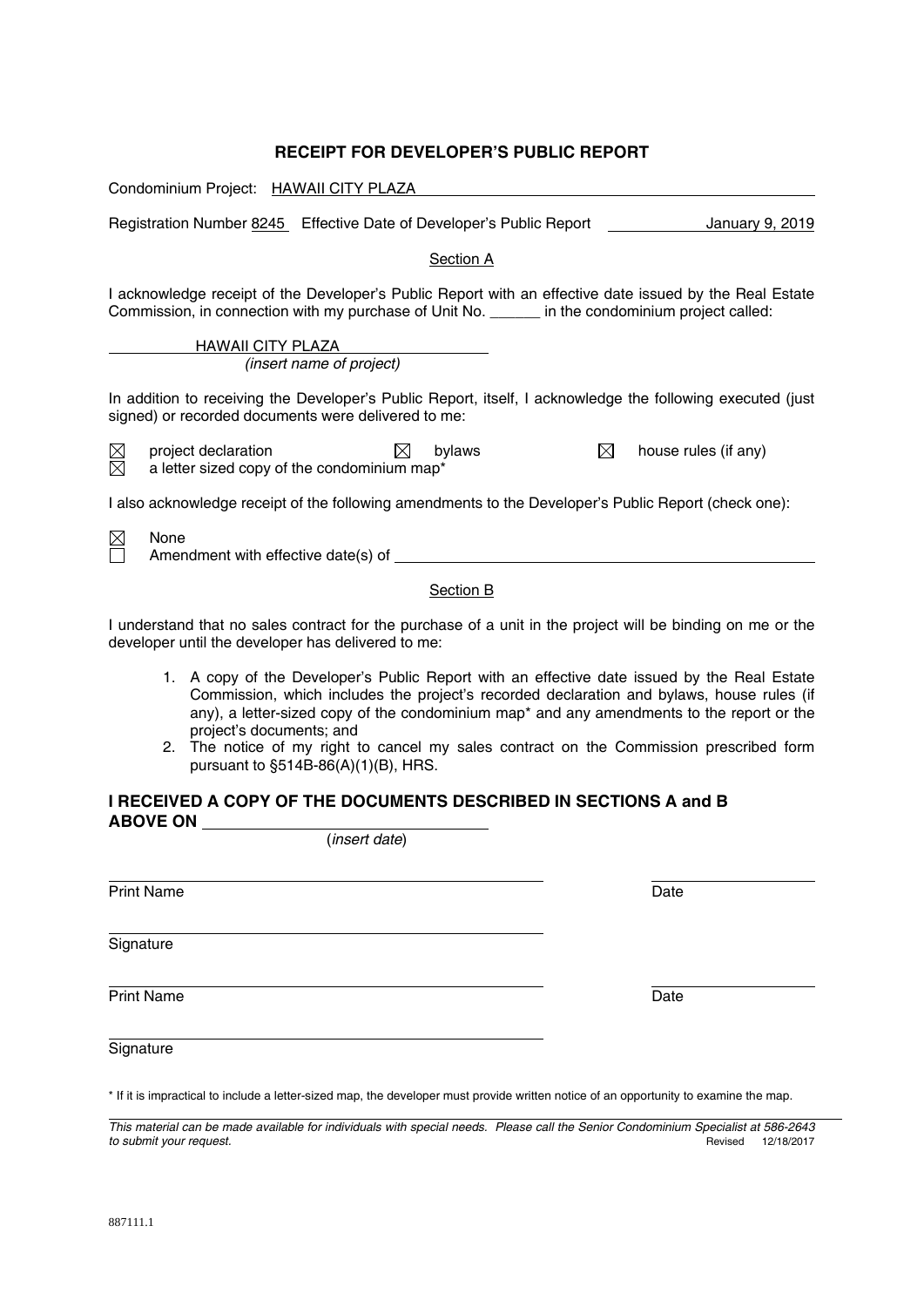# RECEIPT FOR DEVELOPER'S PUBLIC REPORT

Condominium Project: HAWAII CITY PLAZA

Registration Number 8245 Effective Date of Developer's Public Report January 9, 2019

## Section A

I acknowledge receipt of the Developer's Public Report with an effective date issued by the Real Estate Commission, in connection with my purchase of Unit No. ______ in the condominium project called:

HAWAII CITY PLAZA
*(insert name of project)*

In addition to receiving the Developer's Public Report, itself, I acknowledge the following executed (just signed) or recorded documents were delivered to me:

☒ project declaration ☒ bylaws ☒ house rules (if any)
☒ a letter sized copy of the condominium map*

I also acknowledge receipt of the following amendments to the Developer's Public Report (check one):

☒ None
☐ Amendment with effective date(s) of ______________________

## Section B

I understand that no sales contract for the purchase of a unit in the project will be binding on me or the developer until the developer has delivered to me:

1. A copy of the Developer's Public Report with an effective date issued by the Real Estate Commission, which includes the project's recorded declaration and bylaws, house rules (if any), a letter-sized copy of the condominium map* and any amendments to the report or the project's documents; and
2. The notice of my right to cancel my sales contract on the Commission prescribed form pursuant to §514B-86(A)(1)(B), HRS.

**I RECEIVED A COPY OF THE DOCUMENTS DESCRIBED IN SECTIONS A and B ABOVE ON** ______________________
(*insert date*)

______________________ ______________
Print Name Date

______________________
Signature

______________________ ______________
Print Name Date

______________________
Signature

* If it is impractical to include a letter-sized map, the developer must provide written notice of an opportunity to examine the map.

*This material can be made available for individuals with special needs. Please call the Senior Condominium Specialist at 586-2643 to submit your request.* Revised 12/18/2017

887111.1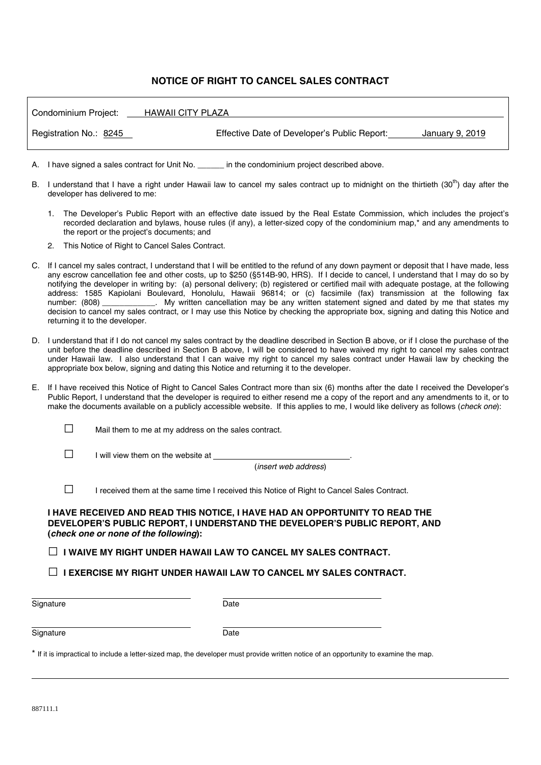# NOTICE OF RIGHT TO CANCEL SALES CONTRACT

Condominium Project: HAWAII CITY PLAZA

Registration No.: 8245 Effective Date of Developer's Public Report: January 9, 2019

A. I have signed a sales contract for Unit No. ______ in the condominium project described above.

B. I understand that I have a right under Hawaii law to cancel my sales contract up to midnight on the thirtieth ($30^{th}$) day after the developer has delivered to me:

   1. The Developer's Public Report with an effective date issued by the Real Estate Commission, which includes the project's recorded declaration and bylaws, house rules (if any), a letter-sized copy of the condominium map,* and any amendments to the report or the project's documents; and

   2. This Notice of Right to Cancel Sales Contract.

C. If I cancel my sales contract, I understand that I will be entitled to the refund of any down payment or deposit that I have made, less any escrow cancellation fee and other costs, up to $250 (§514B-90, HRS). If I decide to cancel, I understand that I may do so by notifying the developer in writing by: (a) personal delivery; (b) registered or certified mail with adequate postage, at the following address: 1585 Kapiolani Boulevard, Honolulu, Hawaii 96814; or (c) facsimile (fax) transmission at the following fax number: (808) ____________. My written cancellation may be any written statement signed and dated by me that states my decision to cancel my sales contract, or I may use this Notice by checking the appropriate box, signing and dating this Notice and returning it to the developer.

D. I understand that if I do not cancel my sales contract by the deadline described in Section B above, or if I close the purchase of the unit before the deadline described in Section B above, I will be considered to have waived my right to cancel my sales contract under Hawaii law. I also understand that I can waive my right to cancel my sales contract under Hawaii law by checking the appropriate box below, signing and dating this Notice and returning it to the developer.

E. If I have received this Notice of Right to Cancel Sales Contract more than six (6) months after the date I received the Developer's Public Report, I understand that the developer is required to either resend me a copy of the report and any amendments to it, or to make the documents available on a publicly accessible website. If this applies to me, I would like delivery as follows (*check one*):

   ☐ Mail them to me at my address on the sales contract.

   ☐ I will view them on the website at ______________________________.
   (*insert web address*)

   ☐ I received them at the same time I received this Notice of Right to Cancel Sales Contract.

**I HAVE RECEIVED AND READ THIS NOTICE, I HAVE HAD AN OPPORTUNITY TO READ THE DEVELOPER'S PUBLIC REPORT, I UNDERSTAND THE DEVELOPER'S PUBLIC REPORT, AND (*check one or none of the following*):**

**☐ I WAIVE MY RIGHT UNDER HAWAII LAW TO CANCEL MY SALES CONTRACT.**

**☐ I EXERCISE MY RIGHT UNDER HAWAII LAW TO CANCEL MY SALES CONTRACT.**

______________________________ ______________________________
Signature Date

______________________________ ______________________________
Signature Date

* If it is impractical to include a letter-sized map, the developer must provide written notice of an opportunity to examine the map.

887111.1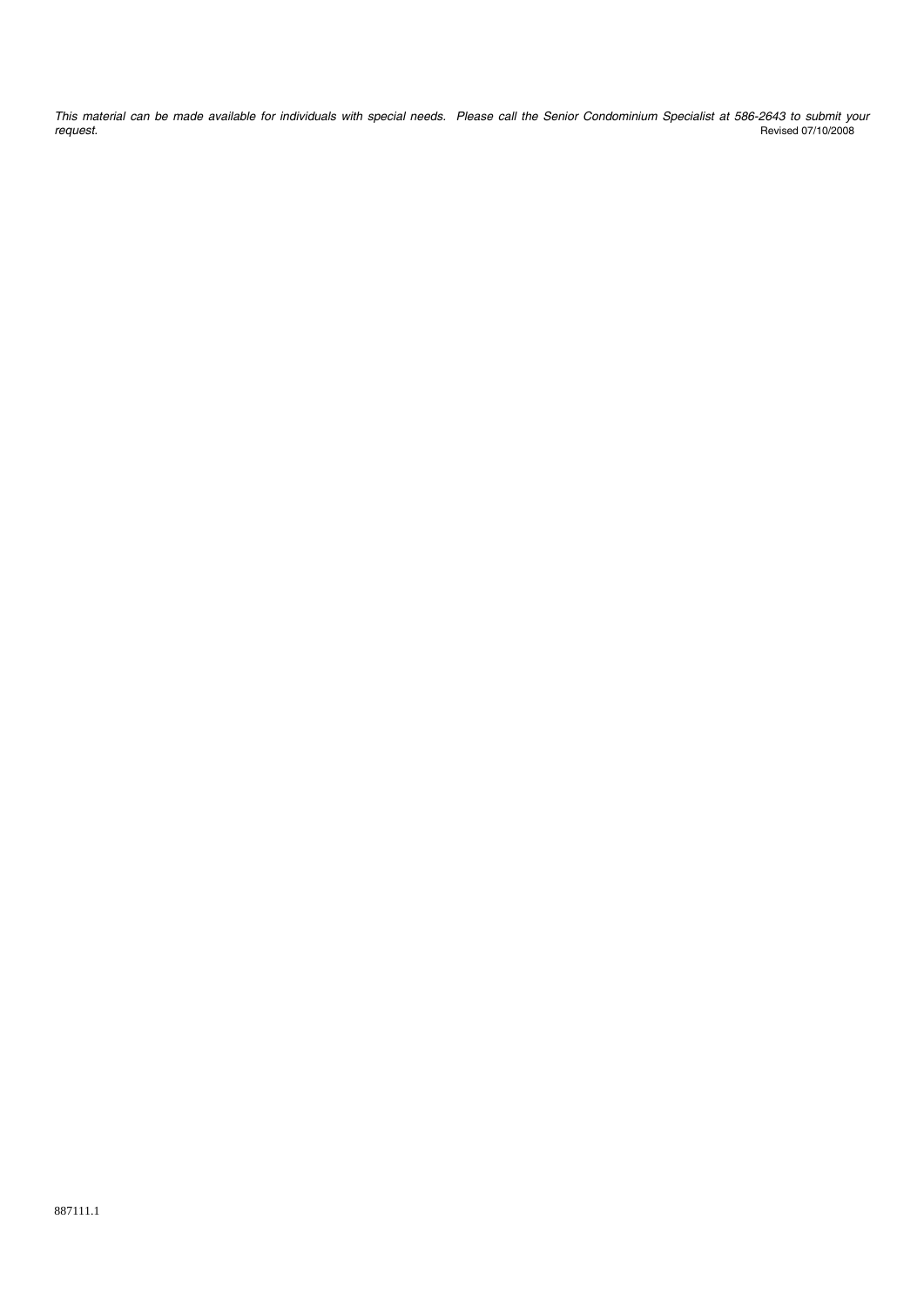*This material can be made available for individuals with special needs. Please call the Senior Condominium Specialist at 586-2643 to submit your request.*

Revised 07/10/2008

887111.1